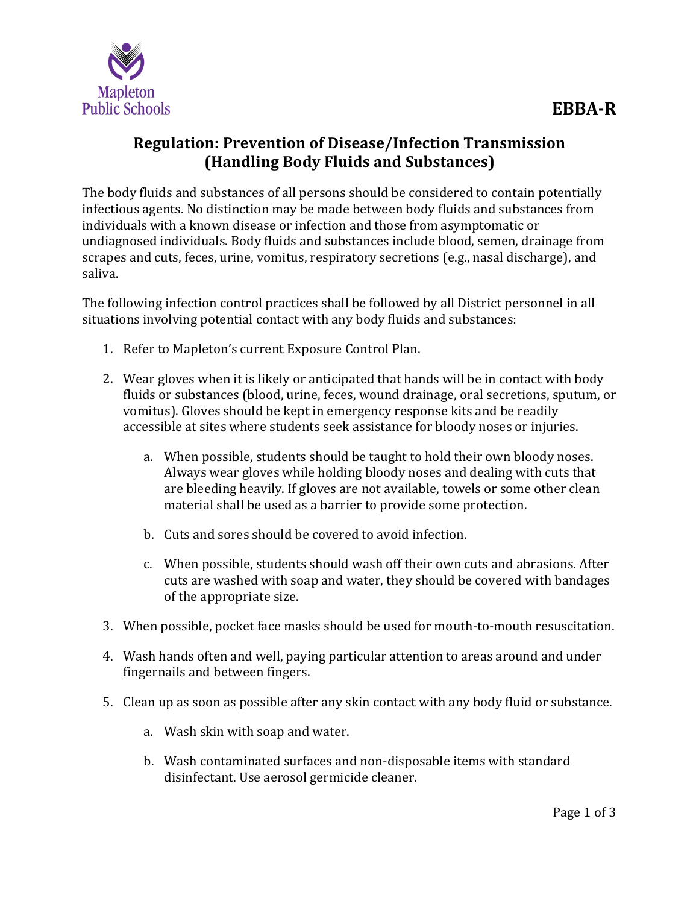EBBA-R

# Regulation: Prevention of Disease/Infection Transmission (Handling Body Fluids and Substances)

The body fluids and substances of all persons should be considered to contain potentially infectious agents. No distinction may be made between body fluids and substances from individuals with a known disease or infection and those from asymptomatic or undiagnosed individuals. Body fluids and substances include blood, semen, drainage from scrapes and cuts, feces, urine, vomitus, respiratory secretions (e.g., nasal discharge), and saliva.

The following infection control practices shall be followed by all District personnel in all situations involving potential contact with any body fluids and substances:

1. Refer to Mapleton's current Exposure Control Plan.

2. Wear gloves when it is likely or anticipated that hands will be in contact with body fluids or substances (blood, urine, feces, wound drainage, oral secretions, sputum, or vomitus). Gloves should be kept in emergency response kits and be readily accessible at sites where students seek assistance for bloody noses or injuries.

    a. When possible, students should be taught to hold their own bloody noses. Always wear gloves while holding bloody noses and dealing with cuts that are bleeding heavily. If gloves are not available, towels or some other clean material shall be used as a barrier to provide some protection.

    b. Cuts and sores should be covered to avoid infection.

    c. When possible, students should wash off their own cuts and abrasions. After cuts are washed with soap and water, they should be covered with bandages of the appropriate size.

3. When possible, pocket face masks should be used for mouth-to-mouth resuscitation.

4. Wash hands often and well, paying particular attention to areas around and under fingernails and between fingers.

5. Clean up as soon as possible after any skin contact with any body fluid or substance.

    a. Wash skin with soap and water.

    b. Wash contaminated surfaces and non-disposable items with standard disinfectant. Use aerosol germicide cleaner.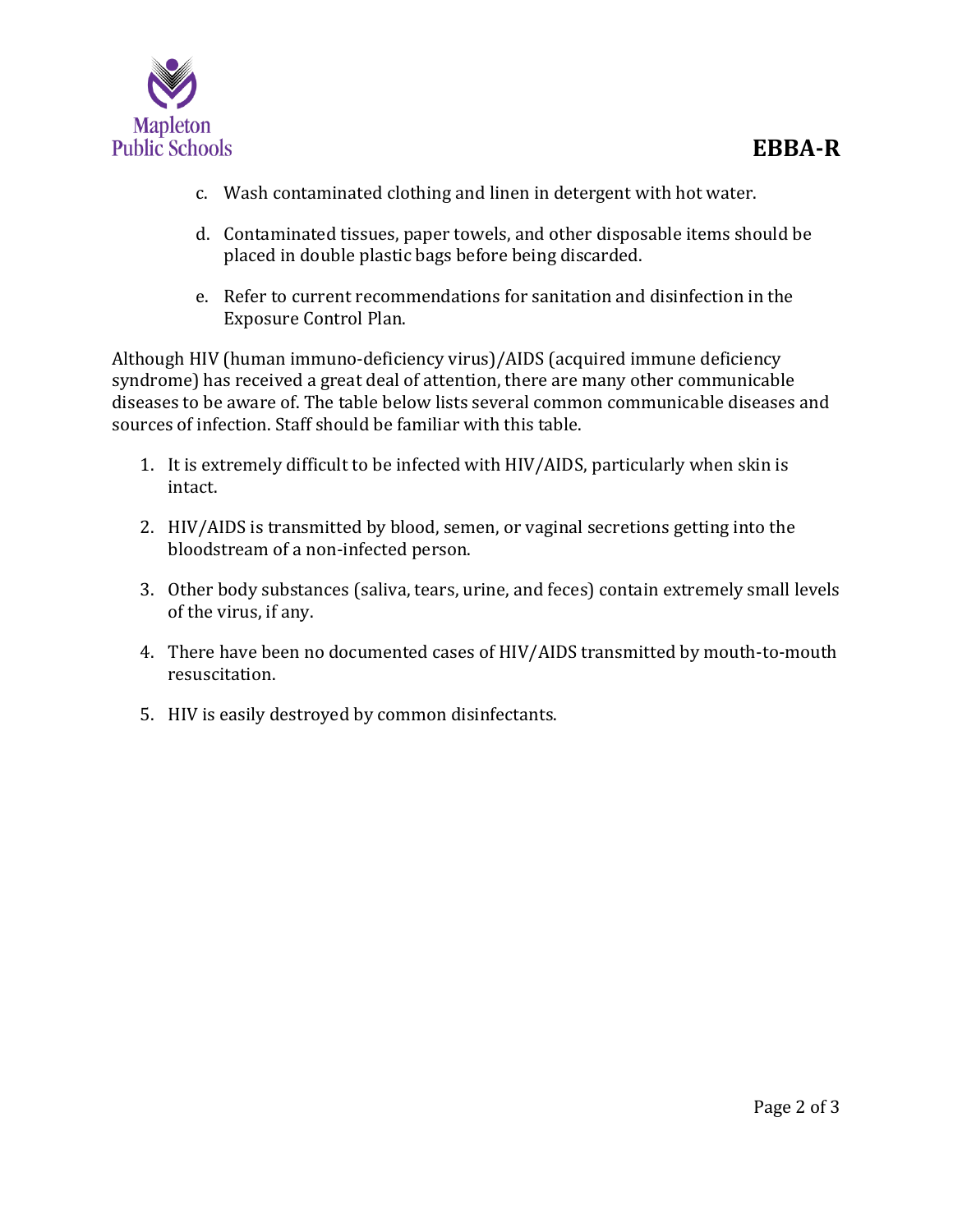c. Wash contaminated clothing and linen in detergent with hot water.

d. Contaminated tissues, paper towels, and other disposable items should be placed in double plastic bags before being discarded.

e. Refer to current recommendations for sanitation and disinfection in the Exposure Control Plan.

Although HIV (human immuno-deficiency virus)/AIDS (acquired immune deficiency syndrome) has received a great deal of attention, there are many other communicable diseases to be aware of. The table below lists several common communicable diseases and sources of infection. Staff should be familiar with this table.

1. It is extremely difficult to be infected with HIV/AIDS, particularly when skin is intact.
2. HIV/AIDS is transmitted by blood, semen, or vaginal secretions getting into the bloodstream of a non-infected person.
3. Other body substances (saliva, tears, urine, and feces) contain extremely small levels of the virus, if any.
4. There have been no documented cases of HIV/AIDS transmitted by mouth-to-mouth resuscitation.
5. HIV is easily destroyed by common disinfectants.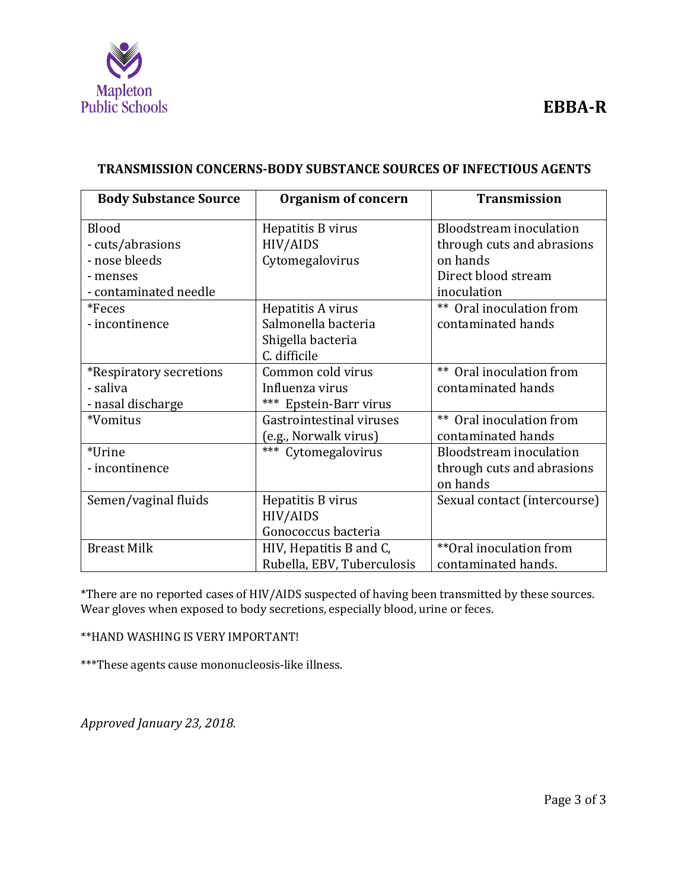EBBA-R

## TRANSMISSION CONCERNS-BODY SUBSTANCE SOURCES OF INFECTIOUS AGENTS

| Body Substance Source | Organism of concern | Transmission |
|---|---|---|
| Blood<br>- cuts/abrasions<br>- nose bleeds<br>- menses<br>- contaminated needle | Hepatitis B virus<br>HIV/AIDS<br>Cytomegalovirus | Bloodstream inoculation through cuts and abrasions on hands<br>Direct blood stream inoculation |
| *Feces<br>- incontinence | Hepatitis A virus<br>Salmonella bacteria<br>Shigella bacteria<br>C. difficile | ** Oral inoculation from contaminated hands |
| *Respiratory secretions<br>- saliva<br>- nasal discharge | Common cold virus<br>Influenza virus<br>*** Epstein-Barr virus | ** Oral inoculation from contaminated hands |
| *Vomitus | Gastrointestinal viruses (e.g., Norwalk virus) | ** Oral inoculation from contaminated hands |
| *Urine<br>- incontinence | *** Cytomegalovirus | Bloodstream inoculation through cuts and abrasions on hands |
| Semen/vaginal fluids | Hepatitis B virus<br>HIV/AIDS<br>Gonococcus bacteria | Sexual contact (intercourse) |
| Breast Milk | HIV, Hepatitis B and C, Rubella, EBV, Tuberculosis | **Oral inoculation from contaminated hands. |

*There are no reported cases of HIV/AIDS suspected of having been transmitted by these sources. Wear gloves when exposed to body secretions, especially blood, urine or feces.

**HAND WASHING IS VERY IMPORTANT!

***These agents cause mononucleosis-like illness.

*Approved January 23, 2018.*